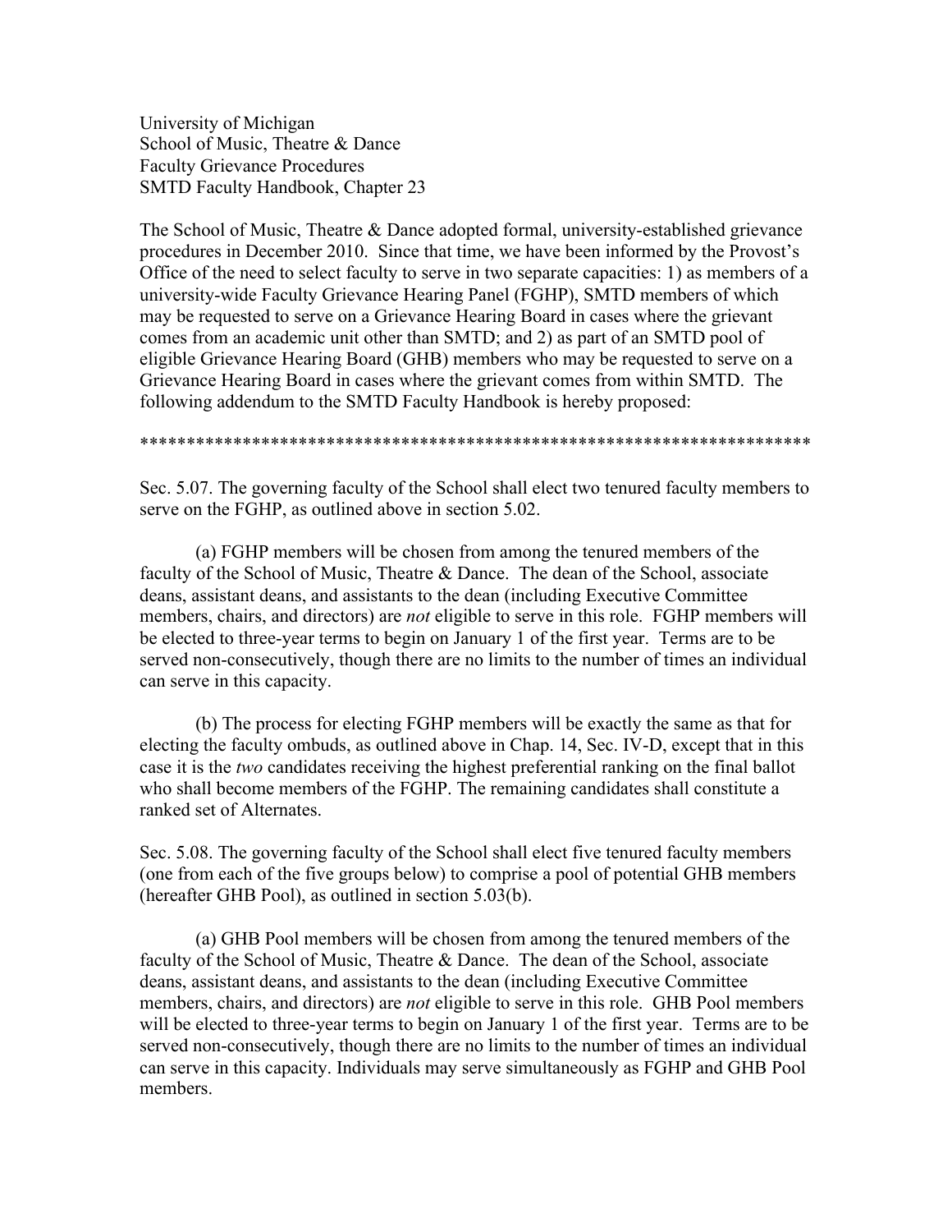University of Michigan
School of Music, Theatre & Dance
Faculty Grievance Procedures
SMTD Faculty Handbook, Chapter 23

The School of Music, Theatre & Dance adopted formal, university-established grievance procedures in December 2010. Since that time, we have been informed by the Provost's Office of the need to select faculty to serve in two separate capacities: 1) as members of a university-wide Faculty Grievance Hearing Panel (FGHP), SMTD members of which may be requested to serve on a Grievance Hearing Board in cases where the grievant comes from an academic unit other than SMTD; and 2) as part of an SMTD pool of eligible Grievance Hearing Board (GHB) members who may be requested to serve on a Grievance Hearing Board in cases where the grievant comes from within SMTD. The following addendum to the SMTD Faculty Handbook is hereby proposed:

**************************************************************************

Sec. 5.07. The governing faculty of the School shall elect two tenured faculty members to serve on the FGHP, as outlined above in section 5.02.

(a) FGHP members will be chosen from among the tenured members of the faculty of the School of Music, Theatre & Dance. The dean of the School, associate deans, assistant deans, and assistants to the dean (including Executive Committee members, chairs, and directors) are *not* eligible to serve in this role. FGHP members will be elected to three-year terms to begin on January 1 of the first year. Terms are to be served non-consecutively, though there are no limits to the number of times an individual can serve in this capacity.

(b) The process for electing FGHP members will be exactly the same as that for electing the faculty ombuds, as outlined above in Chap. 14, Sec. IV-D, except that in this case it is the *two* candidates receiving the highest preferential ranking on the final ballot who shall become members of the FGHP. The remaining candidates shall constitute a ranked set of Alternates.

Sec. 5.08. The governing faculty of the School shall elect five tenured faculty members (one from each of the five groups below) to comprise a pool of potential GHB members (hereafter GHB Pool), as outlined in section 5.03(b).

(a) GHB Pool members will be chosen from among the tenured members of the faculty of the School of Music, Theatre & Dance. The dean of the School, associate deans, assistant deans, and assistants to the dean (including Executive Committee members, chairs, and directors) are *not* eligible to serve in this role. GHB Pool members will be elected to three-year terms to begin on January 1 of the first year. Terms are to be served non-consecutively, though there are no limits to the number of times an individual can serve in this capacity. Individuals may serve simultaneously as FGHP and GHB Pool members.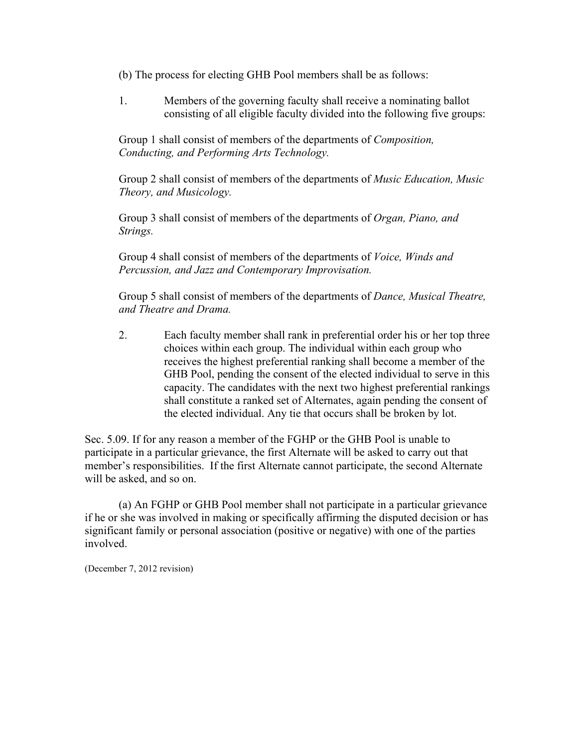(b) The process for electing GHB Pool members shall be as follows:

1. Members of the governing faculty shall receive a nominating ballot consisting of all eligible faculty divided into the following five groups:

   Group 1 shall consist of members of the departments of *Composition, Conducting, and Performing Arts Technology.*

   Group 2 shall consist of members of the departments of *Music Education, Music Theory, and Musicology.*

   Group 3 shall consist of members of the departments of *Organ, Piano, and Strings.*

   Group 4 shall consist of members of the departments of *Voice, Winds and Percussion, and Jazz and Contemporary Improvisation.*

   Group 5 shall consist of members of the departments of *Dance, Musical Theatre, and Theatre and Drama.*

2. Each faculty member shall rank in preferential order his or her top three choices within each group. The individual within each group who receives the highest preferential ranking shall become a member of the GHB Pool, pending the consent of the elected individual to serve in this capacity. The candidates with the next two highest preferential rankings shall constitute a ranked set of Alternates, again pending the consent of the elected individual. Any tie that occurs shall be broken by lot.

Sec. 5.09. If for any reason a member of the FGHP or the GHB Pool is unable to participate in a particular grievance, the first Alternate will be asked to carry out that member's responsibilities. If the first Alternate cannot participate, the second Alternate will be asked, and so on.

(a) An FGHP or GHB Pool member shall not participate in a particular grievance if he or she was involved in making or specifically affirming the disputed decision or has significant family or personal association (positive or negative) with one of the parties involved.

(December 7, 2012 revision)